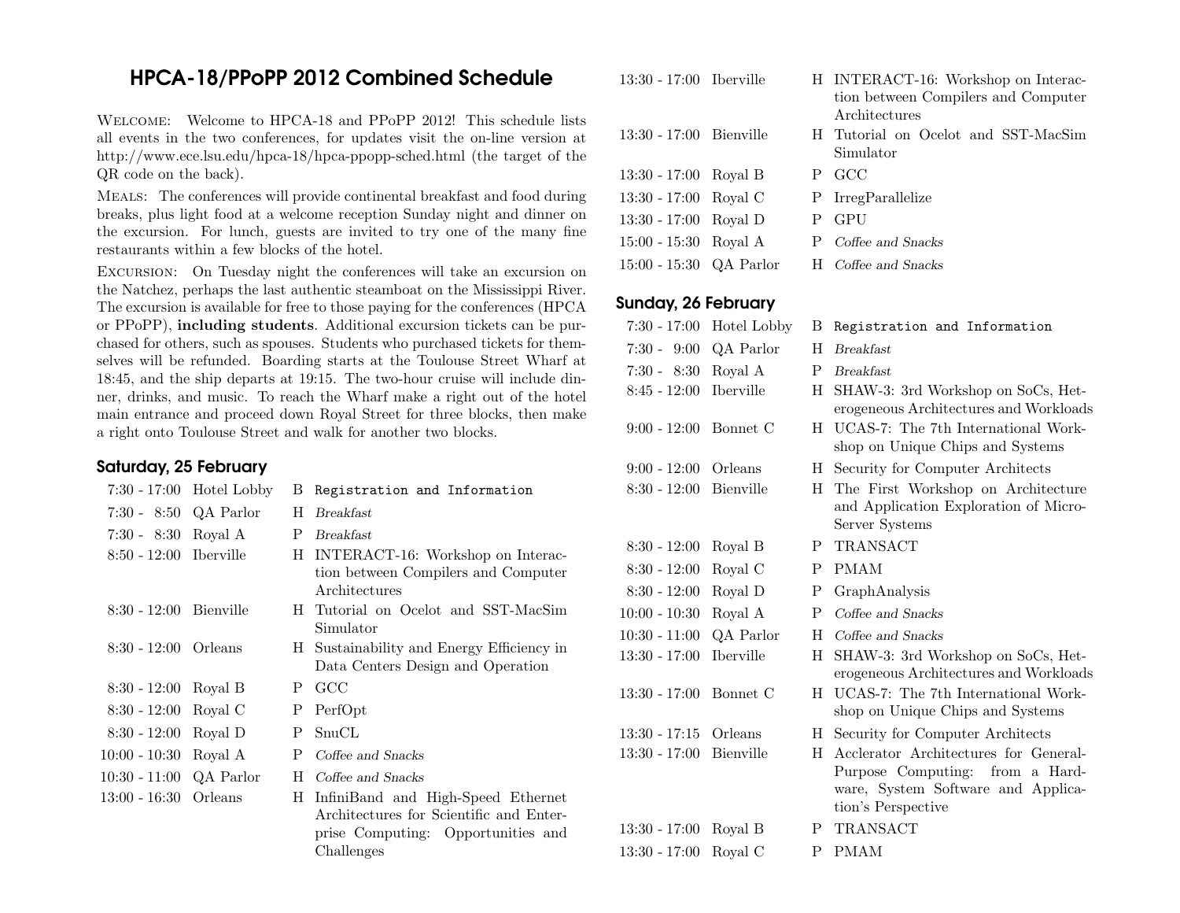# HPCA-18/PPoPP 2012 Combined Schedule

Welcome: Welcome to HPCA-18 and PPoPP 2012! This schedule lists all events in the two conferences, for updates visit the on-line version at http://www.ece.lsu.edu/hpca-18/hpca-ppopp-sched.html (the target of the QR code on the back).

Meals: The conferences will provide continental breakfast and food during breaks, plus light food at a welcome reception Sunday night and dinner on the excursion. For lunch, guests are invited to try one of the many fine restaurants within a few blocks of the hotel.

Excursion: On Tuesday night the conferences will take an excursion on the Natchez, perhaps the last authentic steamboat on the Mississippi River. The excursion is available for free to those paying for the conferences (HPCA or PPoPP), **including students**. Additional excursion tickets can be purchased for others, such as spouses. Students who purchased tickets for themselves will be refunded. Boarding starts at the Toulouse Street Wharf at 18:45, and the ship departs at 19:15. The two-hour cruise will include dinner, drinks, and music. To reach the Wharf make a right out of the hotel main entrance and proceed down Royal Street for three blocks, then make a right onto Toulouse Street and walk for another two blocks.

## Saturday, 25 February

| Time | Room | | Event |
|---|---|---|---|
| 7:30 - 17:00 | Hotel Lobby | B | Registration and Information |
| 7:30 - 8:50 | QA Parlor | H | *Breakfast* |
| 7:30 - 8:30 | Royal A | P | *Breakfast* |
| 8:50 - 12:00 | Iberville | H | INTERACT-16: Workshop on Interaction between Compilers and Computer Architectures |
| 8:30 - 12:00 | Bienville | H | Tutorial on Ocelot and SST-MacSim Simulator |
| 8:30 - 12:00 | Orleans | H | Sustainability and Energy Efficiency in Data Centers Design and Operation |
| 8:30 - 12:00 | Royal B | P | GCC |
| 8:30 - 12:00 | Royal C | P | PerfOpt |
| 8:30 - 12:00 | Royal D | P | SnuCL |
| 10:00 - 10:30 | Royal A | P | *Coffee and Snacks* |
| 10:30 - 11:00 | QA Parlor | H | *Coffee and Snacks* |
| 13:00 - 16:30 | Orleans | H | InfiniBand and High-Speed Ethernet Architectures for Scientific and Enterprise Computing: Opportunities and Challenges |
| 13:30 - 17:00 | Iberville | H | INTERACT-16: Workshop on Interaction between Compilers and Computer Architectures |
| 13:30 - 17:00 | Bienville | H | Tutorial on Ocelot and SST-MacSim Simulator |
| 13:30 - 17:00 | Royal B | P | GCC |
| 13:30 - 17:00 | Royal C | P | IrregParallelize |
| 13:30 - 17:00 | Royal D | P | GPU |
| 15:00 - 15:30 | Royal A | P | *Coffee and Snacks* |
| 15:00 - 15:30 | QA Parlor | H | *Coffee and Snacks* |

## Sunday, 26 February

| Time | Room | | Event |
|---|---|---|---|
| 7:30 - 17:00 | Hotel Lobby | B | Registration and Information |
| 7:30 - 9:00 | QA Parlor | H | *Breakfast* |
| 7:30 - 8:30 | Royal A | P | *Breakfast* |
| 8:45 - 12:00 | Iberville | H | SHAW-3: 3rd Workshop on SoCs, Heterogeneous Architectures and Workloads |
| 9:00 - 12:00 | Bonnet C | H | UCAS-7: The 7th International Workshop on Unique Chips and Systems |
| 9:00 - 12:00 | Orleans | H | Security for Computer Architects |
| 8:30 - 12:00 | Bienville | H | The First Workshop on Architecture and Application Exploration of Micro-Server Systems |
| 8:30 - 12:00 | Royal B | P | TRANSACT |
| 8:30 - 12:00 | Royal C | P | PMAM |
| 8:30 - 12:00 | Royal D | P | GraphAnalysis |
| 10:00 - 10:30 | Royal A | P | *Coffee and Snacks* |
| 10:30 - 11:00 | QA Parlor | H | *Coffee and Snacks* |
| 13:30 - 17:00 | Iberville | H | SHAW-3: 3rd Workshop on SoCs, Heterogeneous Architectures and Workloads |
| 13:30 - 17:00 | Bonnet C | H | UCAS-7: The 7th International Workshop on Unique Chips and Systems |
| 13:30 - 17:15 | Orleans | H | Security for Computer Architects |
| 13:30 - 17:00 | Bienville | H | Acclerator Architectures for General-Purpose Computing: from a Hardware, System Software and Application's Perspective |
| 13:30 - 17:00 | Royal B | P | TRANSACT |
| 13:30 - 17:00 | Royal C | P | PMAM |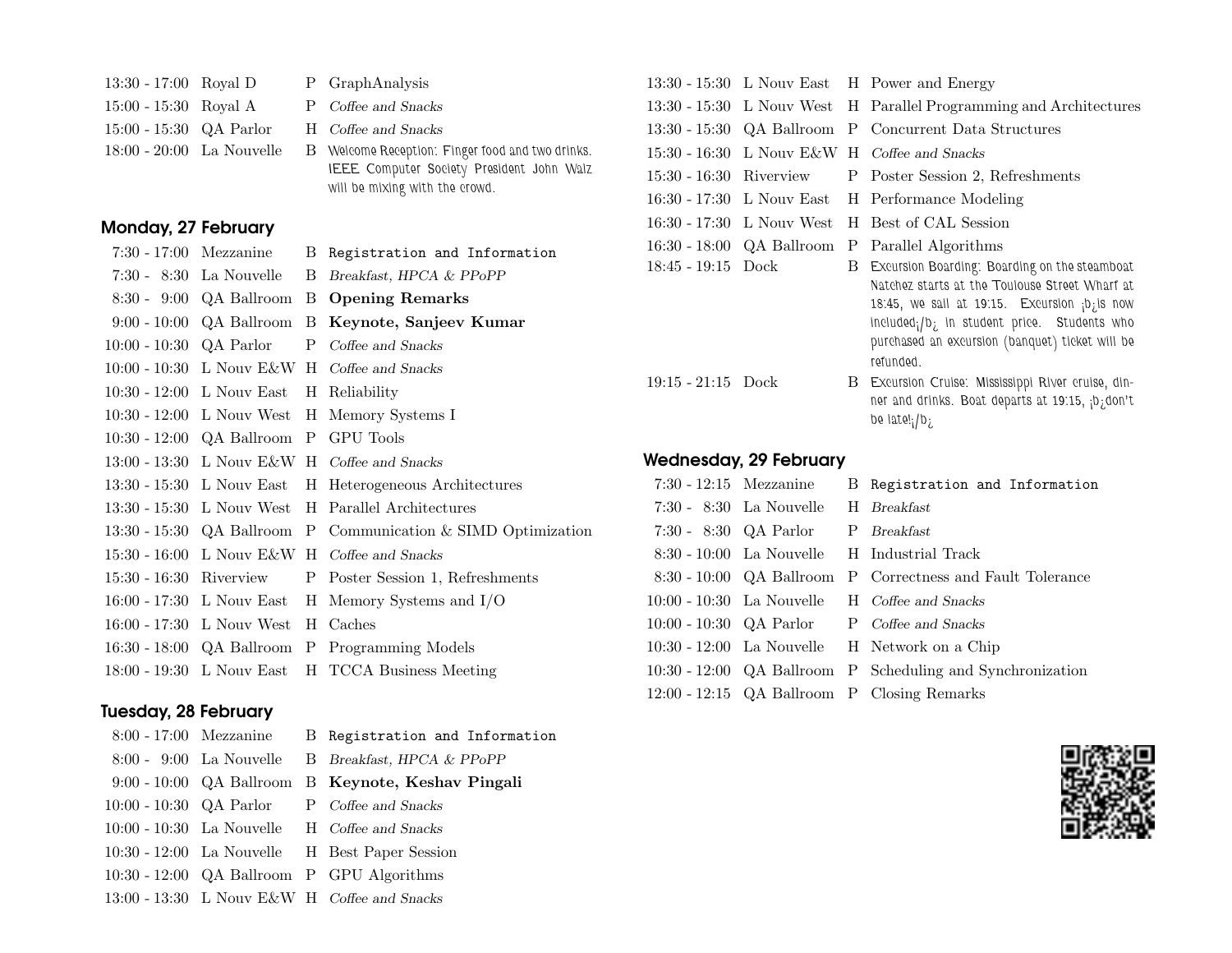| | | | |
|---|---|---|---|
| 13:30 - 17:00 | Royal D | P | GraphAnalysis |
| 15:00 - 15:30 | Royal A | P | *Coffee and Snacks* |
| 15:00 - 15:30 | QA Parlor | H | *Coffee and Snacks* |
| 18:00 - 20:00 | La Nouvelle | B | Welcome Reception: Finger food and two drinks. IEEE Computer Society President John Walz will be mixing with the crowd. |

## Monday, 27 February

| | | | |
|---|---|---|---|
| 7:30 - 17:00 | Mezzanine | B | Registration and Information |
| 7:30 - 8:30 | La Nouvelle | B | *Breakfast, HPCA & PPoPP* |
| 8:30 - 9:00 | QA Ballroom | B | **Opening Remarks** |
| 9:00 - 10:00 | QA Ballroom | B | **Keynote, Sanjeev Kumar** |
| 10:00 - 10:30 | QA Parlor | P | *Coffee and Snacks* |
| 10:00 - 10:30 | L Nouv E&W | H | *Coffee and Snacks* |
| 10:30 - 12:00 | L Nouv East | H | Reliability |
| 10:30 - 12:00 | L Nouv West | H | Memory Systems I |
| 10:30 - 12:00 | QA Ballroom | P | GPU Tools |
| 13:00 - 13:30 | L Nouv E&W | H | *Coffee and Snacks* |
| 13:30 - 15:30 | L Nouv East | H | Heterogeneous Architectures |
| 13:30 - 15:30 | L Nouv West | H | Parallel Architectures |
| 13:30 - 15:30 | QA Ballroom | P | Communication & SIMD Optimization |
| 15:30 - 16:00 | L Nouv E&W | H | *Coffee and Snacks* |
| 15:30 - 16:30 | Riverview | P | Poster Session 1, Refreshments |
| 16:00 - 17:30 | L Nouv East | H | Memory Systems and I/O |
| 16:00 - 17:30 | L Nouv West | H | Caches |
| 16:30 - 18:00 | QA Ballroom | P | Programming Models |
| 18:00 - 19:30 | L Nouv East | H | TCCA Business Meeting |

## Tuesday, 28 February

| | | | |
|---|---|---|---|
| 8:00 - 17:00 | Mezzanine | B | Registration and Information |
| 8:00 - 9:00 | La Nouvelle | B | *Breakfast, HPCA & PPoPP* |
| 9:00 - 10:00 | QA Ballroom | B | **Keynote, Keshav Pingali** |
| 10:00 - 10:30 | QA Parlor | P | *Coffee and Snacks* |
| 10:00 - 10:30 | La Nouvelle | H | *Coffee and Snacks* |
| 10:30 - 12:00 | La Nouvelle | H | Best Paper Session |
| 10:30 - 12:00 | QA Ballroom | P | GPU Algorithms |
| 13:00 - 13:30 | L Nouv E&W | H | *Coffee and Snacks* |
| 13:30 - 15:30 | L Nouv East | H | Power and Energy |
| 13:30 - 15:30 | L Nouv West | H | Parallel Programming and Architectures |
| 13:30 - 15:30 | QA Ballroom | P | Concurrent Data Structures |
| 15:30 - 16:30 | L Nouv E&W | H | *Coffee and Snacks* |
| 15:30 - 16:30 | Riverview | P | Poster Session 2, Refreshments |
| 16:30 - 17:30 | L Nouv East | H | Performance Modeling |
| 16:30 - 17:30 | L Nouv West | H | Best of CAL Session |
| 16:30 - 18:00 | QA Ballroom | P | Parallel Algorithms |
| 18:45 - 19:15 | Dock | B | Excursion Boarding: Boarding on the steamboat Natchez starts at the Toulouse Street Wharf at 18:45, we sail at 19:15. Excursion ¡b¿is now included¡/b¿ in student price. Students who purchased an excursion (banquet) ticket will be refunded. |
| 19:15 - 21:15 | Dock | B | Excursion Cruise: Mississippi River cruise, dinner and drinks. Boat departs at 19:15, ¡b¿don't be late!¡/b¿ |

## Wednesday, 29 February

| | | | |
|---|---|---|---|
| 7:30 - 12:15 | Mezzanine | B | Registration and Information |
| 7:30 - 8:30 | La Nouvelle | H | *Breakfast* |
| 7:30 - 8:30 | QA Parlor | P | *Breakfast* |
| 8:30 - 10:00 | La Nouvelle | H | Industrial Track |
| 8:30 - 10:00 | QA Ballroom | P | Correctness and Fault Tolerance |
| 10:00 - 10:30 | La Nouvelle | H | *Coffee and Snacks* |
| 10:00 - 10:30 | QA Parlor | P | *Coffee and Snacks* |
| 10:30 - 12:00 | La Nouvelle | H | Network on a Chip |
| 10:30 - 12:00 | QA Ballroom | P | Scheduling and Synchronization |
| 12:00 - 12:15 | QA Ballroom | P | Closing Remarks |